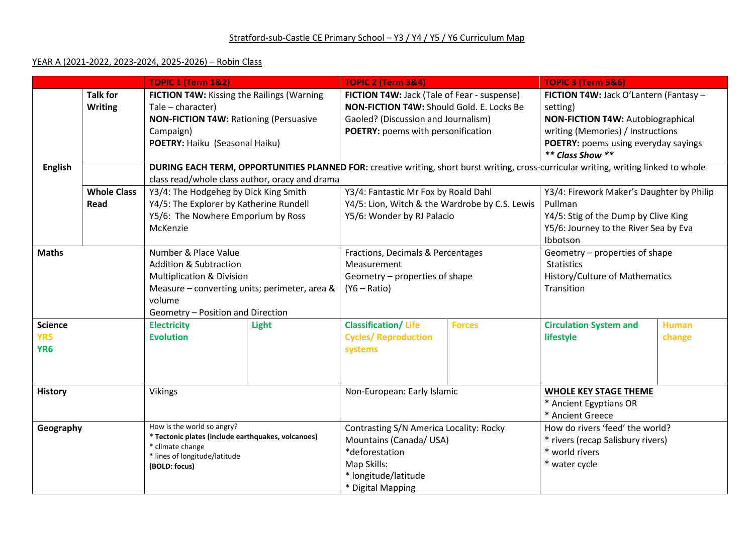Stratford-sub-Castle CE Primary School – Y3 / Y4 / Y5 / Y6 Curriculum Map

YEAR A (2021-2022, 2023-2024, 2025-2026) – Robin Class

| | | TOPIC 1 (Term 1&2) | | TOPIC 2 (Term 3&4) | | TOPIC 3 (Term 5&6) | |
|---|---|---|---|---|---|---|---|
| English | Talk for Writing | **FICTION T4W:** Kissing the Railings (Warning Tale – character)<br>**NON-FICTION T4W:** Rationing (Persuasive Campaign)<br>**POETRY:** Haiku (Seasonal Haiku) | | **FICTION T4W:** Jack (Tale of Fear - suspense)<br>**NON-FICTION T4W:** Should Gold. E. Locks Be Gaoled? (Discussion and Journalism)<br>**POETRY:** poems with personification | | **FICTION T4W:** Jack O'Lantern (Fantasy – setting)<br>**NON-FICTION T4W:** Autobiographical writing (Memories) / Instructions<br>**POETRY:** poems using everyday sayings<br>***\*\* Class Show \*\**** | |
| | | **DURING EACH TERM, OPPORTUNITIES PLANNED FOR:** creative writing, short burst writing, cross-curricular writing, writing linked to whole class read/whole class author, oracy and drama | | | | | |
| | Whole Class Read | Y3/4: The Hodgeheg by Dick King Smith<br>Y4/5: The Explorer by Katherine Rundell<br>Y5/6: The Nowhere Emporium by Ross McKenzie | | Y3/4: Fantastic Mr Fox by Roald Dahl<br>Y4/5: Lion, Witch & the Wardrobe by C.S. Lewis<br>Y5/6: Wonder by RJ Palacio | | Y3/4: Firework Maker's Daughter by Philip Pullman<br>Y4/5: Stig of the Dump by Clive King<br>Y5/6: Journey to the River Sea by Eva Ibbotson | |
| Maths | | Number & Place Value<br>Addition & Subtraction<br>Multiplication & Division<br>Measure – converting units; perimeter, area & volume<br>Geometry – Position and Direction | | Fractions, Decimals & Percentages<br>Measurement<br>Geometry – properties of shape<br>(Y6 – Ratio) | | Geometry – properties of shape<br>Statistics<br>History/Culture of Mathematics<br>Transition | |
| Science<br>YR5<br>YR6 | | **Electricity**<br>**Evolution** | **Light** | **Classification/ Life Cycles/ Reproduction systems** | **Forces** | **Circulation System and lifestyle** | **Human change** |
| History | | Vikings | | Non-European: Early Islamic | | **WHOLE KEY STAGE THEME**<br>* Ancient Egyptians OR<br>* Ancient Greece | |
| Geography | | How is the world so angry?<br>**\* Tectonic plates (include earthquakes, volcanoes)**<br>* climate change<br>* lines of longitude/latitude<br>**(BOLD: focus)** | | Contrasting S/N America Locality: Rocky Mountains (Canada/ USA)<br>*deforestation<br>Map Skills:<br>* longitude/latitude<br>* Digital Mapping | | How do rivers 'feed' the world?<br>* rivers (recap Salisbury rivers)<br>* world rivers<br>* water cycle | |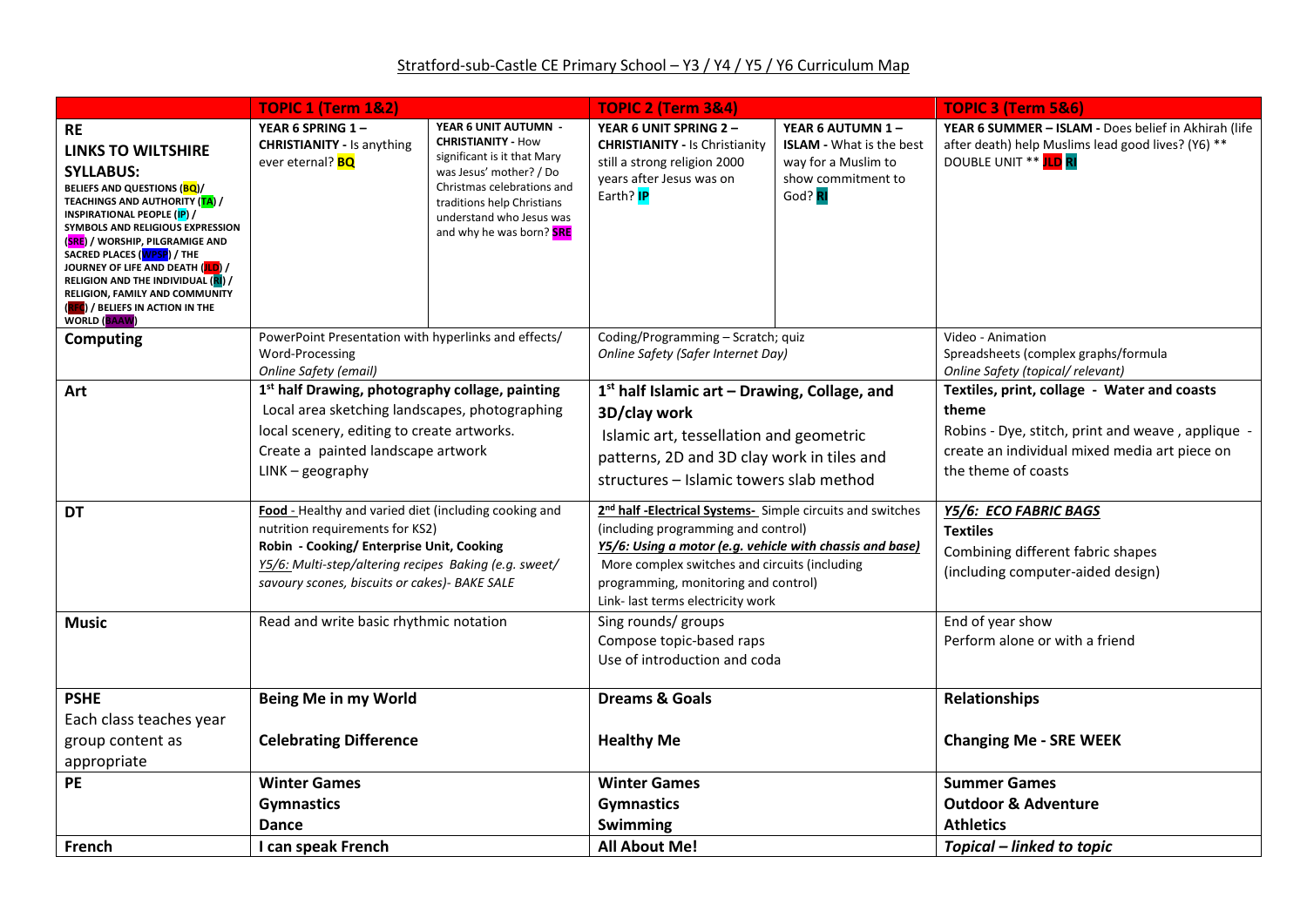## Stratford-sub-Castle CE Primary School – Y3 / Y4 / Y5 / Y6 Curriculum Map

| | TOPIC 1 (Term 1&2) | | TOPIC 2 (Term 3&4) | | TOPIC 3 (Term 5&6) |
|---|---|---|---|---|---|
| **RE**<br>**LINKS TO WILTSHIRE SYLLABUS:**<br>**BELIEFS AND QUESTIONS (BQ)/ TEACHINGS AND AUTHORITY (TA) / INSPIRATIONAL PEOPLE (IP) / SYMBOLS AND RELIGIOUS EXPRESSION (SRE) / WORSHIP, PILGRAMIGE AND SACRED PLACES (WPSP) / THE JOURNEY OF LIFE AND DEATH (JLD) / RELIGION AND THE INDIVIDUAL (RI) / RELIGION, FAMILY AND COMMUNITY (RFC) / BELIEFS IN ACTION IN THE WORLD (BAAW)** | **YEAR 6 SPRING 1 – CHRISTIANITY -** Is anything ever eternal? **BQ** | **YEAR 6 UNIT AUTUMN - CHRISTIANITY -** How significant is it that Mary was Jesus' mother? / Do Christmas celebrations and traditions help Christians understand who Jesus was and why he was born? **SRE** | **YEAR 6 UNIT SPRING 2 – CHRISTIANITY -** Is Christianity still a strong religion 2000 years after Jesus was on Earth? **IP** | **YEAR 6 AUTUMN 1 – ISLAM -** What is the best way for a Muslim to show commitment to God? **RI** | **YEAR 6 SUMMER – ISLAM -** Does belief in Akhirah (life after death) help Muslims lead good lives? (Y6) ** DOUBLE UNIT ** **JLD RI** |
| **Computing** | PowerPoint Presentation with hyperlinks and effects/<br>Word-Processing<br>*Online Safety (email)* | | Coding/Programming – Scratch; quiz<br>*Online Safety (Safer Internet Day)* | | Video - Animation<br>Spreadsheets (complex graphs/formula<br>*Online Safety (topical/ relevant)* |
| **Art** | **1st half Drawing, photography collage, painting**<br>Local area sketching landscapes, photographing local scenery, editing to create artworks.<br>Create a painted landscape artwork<br>LINK – geography | | **1st half Islamic art – Drawing, Collage, and 3D/clay work**<br>Islamic art, tessellation and geometric patterns, 2D and 3D clay work in tiles and structures – Islamic towers slab method | | **Textiles, print, collage - Water and coasts theme**<br>Robins - Dye, stitch, print and weave , applique - create an individual mixed media art piece on the theme of coasts |
| **DT** | **Food** - Healthy and varied diet (including cooking and nutrition requirements for KS2)<br>**Robin - Cooking/ Enterprise Unit, Cooking**<br>*Y5/6: Multi-step/altering recipes Baking (e.g. sweet/ savoury scones, biscuits or cakes)- BAKE SALE* | | **2nd half -Electrical Systems-** Simple circuits and switches (including programming and control)<br>***Y5/6: Using a motor (e.g. vehicle with chassis and base)***<br>More complex switches and circuits (including programming, monitoring and control)<br>Link- last terms electricity work | | ***Y5/6: ECO FABRIC BAGS***<br>**Textiles**<br>Combining different fabric shapes (including computer-aided design) |
| **Music** | Read and write basic rhythmic notation | | Sing rounds/ groups<br>Compose topic-based raps<br>Use of introduction and coda | | End of year show<br>Perform alone or with a friend |
| **PSHE**<br>Each class teaches year group content as appropriate | **Being Me in my World**<br><br>**Celebrating Difference** | | **Dreams & Goals**<br><br>**Healthy Me** | | **Relationships**<br><br>**Changing Me - SRE WEEK** |
| **PE** | **Winter Games**<br>**Gymnastics**<br>**Dance** | | **Winter Games**<br>**Gymnastics**<br>**Swimming** | | **Summer Games**<br>**Outdoor & Adventure**<br>**Athletics** |
| **French** | **I can speak French** | | **All About Me!** | | ***Topical – linked to topic*** |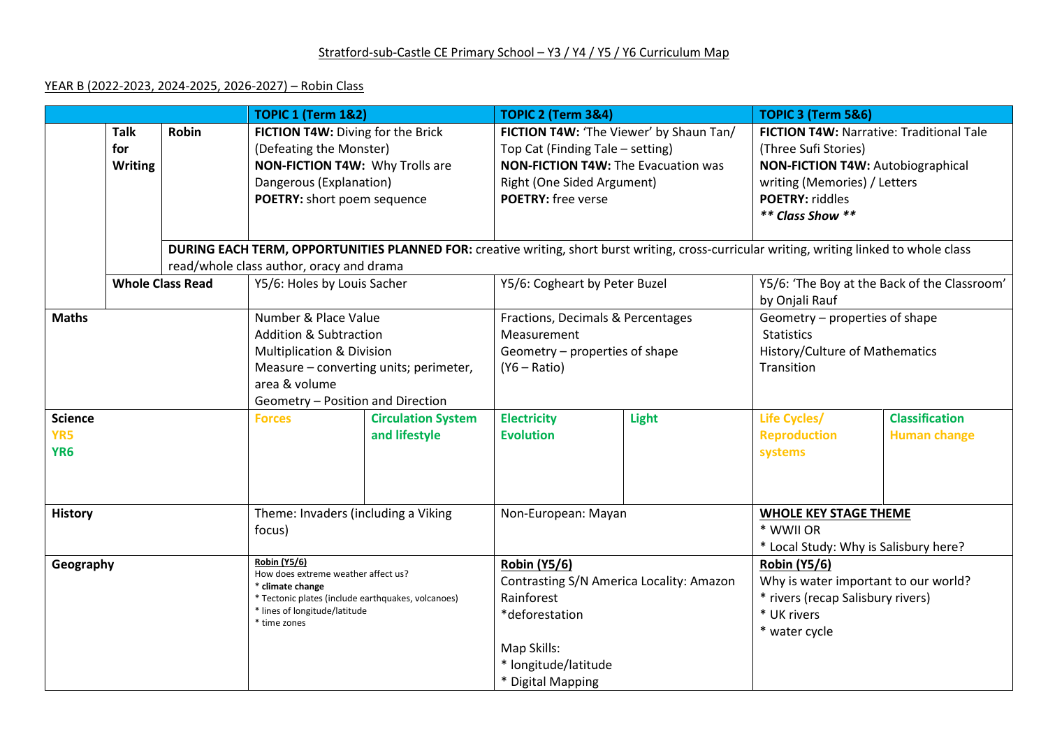Stratford-sub-Castle CE Primary School – Y3 / Y4 / Y5 / Y6 Curriculum Map

YEAR B (2022-2023, 2024-2025, 2026-2027) – Robin Class

| | | | TOPIC 1 (Term 1&2) | | TOPIC 2 (Term 3&4) | | TOPIC 3 (Term 5&6) | |
|---|---|---|---|---|---|---|---|---|
| | **Talk for Writing** | **Robin** | **FICTION T4W:** Diving for the Brick (Defeating the Monster)<br>**NON-FICTION T4W:** Why Trolls are Dangerous (Explanation)<br>**POETRY:** short poem sequence | | **FICTION T4W:** 'The Viewer' by Shaun Tan/ Top Cat (Finding Tale – setting)<br>**NON-FICTION T4W:** The Evacuation was Right (One Sided Argument)<br>**POETRY:** free verse | | **FICTION T4W:** Narrative: Traditional Tale (Three Sufi Stories)<br>**NON-FICTION T4W:** Autobiographical writing (Memories) / Letters<br>**POETRY:** riddles<br>***\*\* Class Show \*\**** | |
| | | **DURING EACH TERM, OPPORTUNITIES PLANNED FOR:** creative writing, short burst writing, cross-curricular writing, writing linked to whole class read/whole class author, oracy and drama | | | | | | |
| | **Whole Class Read** | | Y5/6: Holes by Louis Sacher | | Y5/6: Cogheart by Peter Buzel | | Y5/6: 'The Boy at the Back of the Classroom' by Onjali Rauf | |
| **Maths** | | | Number & Place Value<br>Addition & Subtraction<br>Multiplication & Division<br>Measure – converting units; perimeter, area & volume<br>Geometry – Position and Direction | | Fractions, Decimals & Percentages<br>Measurement<br>Geometry – properties of shape<br>(Y6 – Ratio) | | Geometry – properties of shape<br>Statistics<br>History/Culture of Mathematics<br>Transition | |
| **Science**<br>**YR5**<br>**YR6** | | | **Forces** | **Circulation System and lifestyle** | **Electricity**<br>**Evolution** | **Light** | **Life Cycles/ Reproduction systems** | **Classification**<br>**Human change** |
| **History** | | | Theme: Invaders (including a Viking focus) | | Non-European: Mayan | | **WHOLE KEY STAGE THEME**<br>* WWII OR<br>* Local Study: Why is Salisbury here? | |
| **Geography** | | | **Robin (Y5/6)**<br>How does extreme weather affect us?<br>* **climate change**<br>* Tectonic plates (include earthquakes, volcanoes)<br>* lines of longitude/latitude<br>* time zones | | **Robin (Y5/6)**<br>Contrasting S/N America Locality: Amazon Rainforest<br>*deforestation<br><br>Map Skills:<br>* longitude/latitude<br>* Digital Mapping | | **Robin (Y5/6)**<br>Why is water important to our world?<br>* rivers (recap Salisbury rivers)<br>* UK rivers<br>* water cycle | |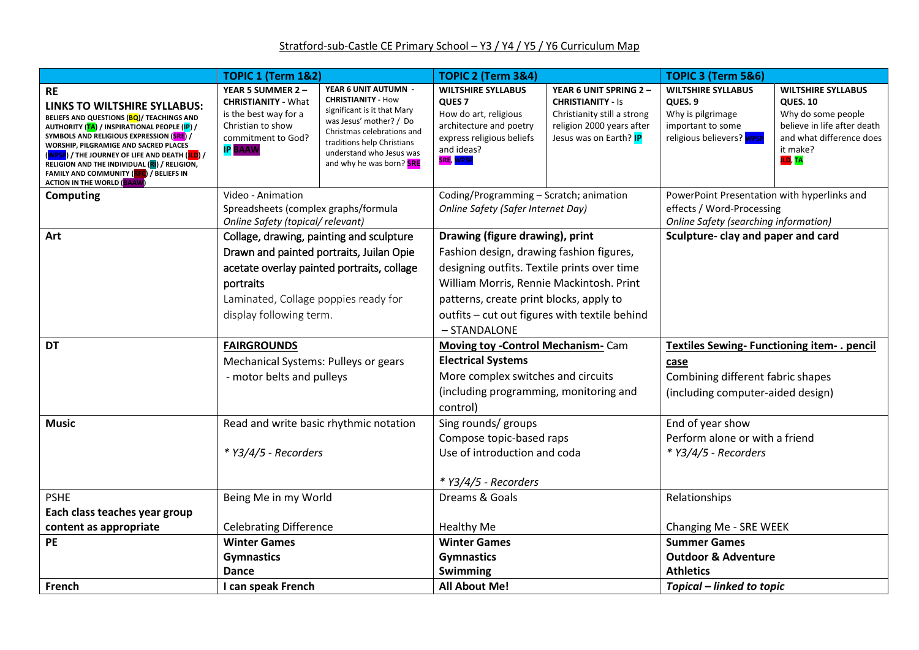Stratford-sub-Castle CE Primary School – Y3 / Y4 / Y5 / Y6 Curriculum Map

| | TOPIC 1 (Term 1&2) | | TOPIC 2 (Term 3&4) | | TOPIC 3 (Term 5&6) | |
|---|---|---|---|---|---|---|
| **RE**<br>**LINKS TO WILTSHIRE SYLLABUS:**<br>**BELIEFS AND QUESTIONS (BQ)/ TEACHINGS AND AUTHORITY (TA) / INSPIRATIONAL PEOPLE (IP) / SYMBOLS AND RELIGIOUS EXPRESSION (SRE) / WORSHIP, PILGRAMIGE AND SACRED PLACES (WPSP) / THE JOURNEY OF LIFE AND DEATH (JLD) / RELIGION AND THE INDIVIDUAL (RI) / RELIGION, FAMILY AND COMMUNITY (RFC) / BELIEFS IN ACTION IN THE WORLD (BAAW)** | **YEAR 5 SUMMER 2 – CHRISTIANITY -** What is the best way for a Christian to show commitment to God? **IP BAAW** | **YEAR 6 UNIT AUTUMN - CHRISTIANITY -** How significant is it that Mary was Jesus' mother? / Do Christmas celebrations and traditions help Christians understand who Jesus was and why he was born? **SRE** | **WILTSHIRE SYLLABUS QUES 7**<br>How do art, religious architecture and poetry express religious beliefs and ideas?<br>**SRE, WPSP** | **YEAR 6 UNIT SPRING 2 – CHRISTIANITY -** Is Christianity still a strong religion 2000 years after Jesus was on Earth? **IP** | **WILTSHIRE SYLLABUS QUES. 9**<br>Why is pilgrimage important to some religious believers? **WPSP** | **WILTSHIRE SYLLABUS QUES. 10**<br>Why do some people believe in life after death and what difference does it make?<br>**JLD, TA** |
| **Computing** | Video - Animation<br>Spreadsheets (complex graphs/formula<br>*Online Safety (topical/ relevant)* | | Coding/Programming – Scratch; animation<br>*Online Safety (Safer Internet Day)* | | PowerPoint Presentation with hyperlinks and effects / Word-Processing<br>*Online Safety (searching information)* | |
| **Art** | Collage, drawing, painting and sculpture<br>Drawn and painted portraits, Juilan Opie acetate overlay painted portraits, collage portraits<br>Laminated, Collage poppies ready for display following term. | | **Drawing (figure drawing), print**<br>Fashion design, drawing fashion figures, designing outfits. Textile prints over time William Morris, Rennie Mackintosh. Print patterns, create print blocks, apply to outfits – cut out figures with textile behind – STANDALONE | | **Sculpture- clay and paper and card** | |
| **DT** | **FAIRGROUNDS**<br>Mechanical Systems: Pulleys or gears<br>- motor belts and pulleys | | **Moving toy -Control Mechanism-** Cam<br>**Electrical Systems**<br>More complex switches and circuits (including programming, monitoring and control) | | **Textiles Sewing- Functioning item- . pencil case**<br>Combining different fabric shapes (including computer-aided design) | |
| **Music** | Read and write basic rhythmic notation<br><br>*\* Y3/4/5 - Recorders* | | Sing rounds/ groups<br>Compose topic-based raps<br>Use of introduction and coda<br><br>*\* Y3/4/5 - Recorders* | | End of year show<br>Perform alone or with a friend<br>*\* Y3/4/5 - Recorders* | |
| PSHE<br>**Each class teaches year group content as appropriate** | Being Me in my World<br><br>Celebrating Difference | | Dreams & Goals<br><br>Healthy Me | | Relationships<br><br>Changing Me - SRE WEEK | |
| **PE** | **Winter Games**<br>**Gymnastics**<br>**Dance** | | **Winter Games**<br>**Gymnastics**<br>**Swimming** | | **Summer Games**<br>**Outdoor & Adventure**<br>**Athletics** | |
| **French** | **I can speak French** | | **All About Me!** | | ***Topical – linked to topic*** | |